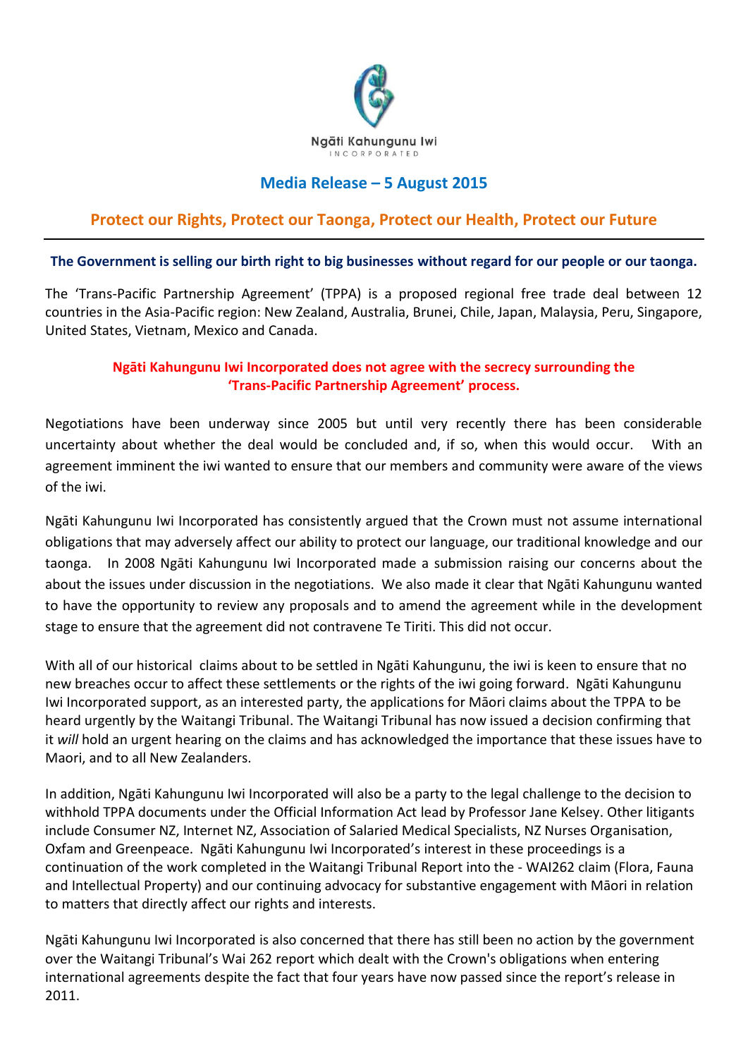Ngāti Kahungunu Iwi
INCORPORATED

## Media Release – 5 August 2015

## Protect our Rights, Protect our Taonga, Protect our Health, Protect our Future

**The Government is selling our birth right to big businesses without regard for our people or our taonga.**

The 'Trans-Pacific Partnership Agreement' (TPPA) is a proposed regional free trade deal between 12 countries in the Asia-Pacific region: New Zealand, Australia, Brunei, Chile, Japan, Malaysia, Peru, Singapore, United States, Vietnam, Mexico and Canada.

**Ngāti Kahungunu Iwi Incorporated does not agree with the secrecy surrounding the 'Trans-Pacific Partnership Agreement' process.**

Negotiations have been underway since 2005 but until very recently there has been considerable uncertainty about whether the deal would be concluded and, if so, when this would occur. With an agreement imminent the iwi wanted to ensure that our members and community were aware of the views of the iwi.

Ngāti Kahungunu Iwi Incorporated has consistently argued that the Crown must not assume international obligations that may adversely affect our ability to protect our language, our traditional knowledge and our taonga. In 2008 Ngāti Kahungunu Iwi Incorporated made a submission raising our concerns about the about the issues under discussion in the negotiations. We also made it clear that Ngāti Kahungunu wanted to have the opportunity to review any proposals and to amend the agreement while in the development stage to ensure that the agreement did not contravene Te Tiriti. This did not occur.

With all of our historical claims about to be settled in Ngāti Kahungunu, the iwi is keen to ensure that no new breaches occur to affect these settlements or the rights of the iwi going forward. Ngāti Kahungunu Iwi Incorporated support, as an interested party, the applications for Māori claims about the TPPA to be heard urgently by the Waitangi Tribunal. The Waitangi Tribunal has now issued a decision confirming that it *will* hold an urgent hearing on the claims and has acknowledged the importance that these issues have to Maori, and to all New Zealanders.

In addition, Ngāti Kahungunu Iwi Incorporated will also be a party to the legal challenge to the decision to withhold TPPA documents under the Official Information Act lead by Professor Jane Kelsey. Other litigants include Consumer NZ, Internet NZ, Association of Salaried Medical Specialists, NZ Nurses Organisation, Oxfam and Greenpeace. Ngāti Kahungunu Iwi Incorporated's interest in these proceedings is a continuation of the work completed in the Waitangi Tribunal Report into the - WAI262 claim (Flora, Fauna and Intellectual Property) and our continuing advocacy for substantive engagement with Māori in relation to matters that directly affect our rights and interests.

Ngāti Kahungunu Iwi Incorporated is also concerned that there has still been no action by the government over the Waitangi Tribunal's Wai 262 report which dealt with the Crown's obligations when entering international agreements despite the fact that four years have now passed since the report's release in 2011.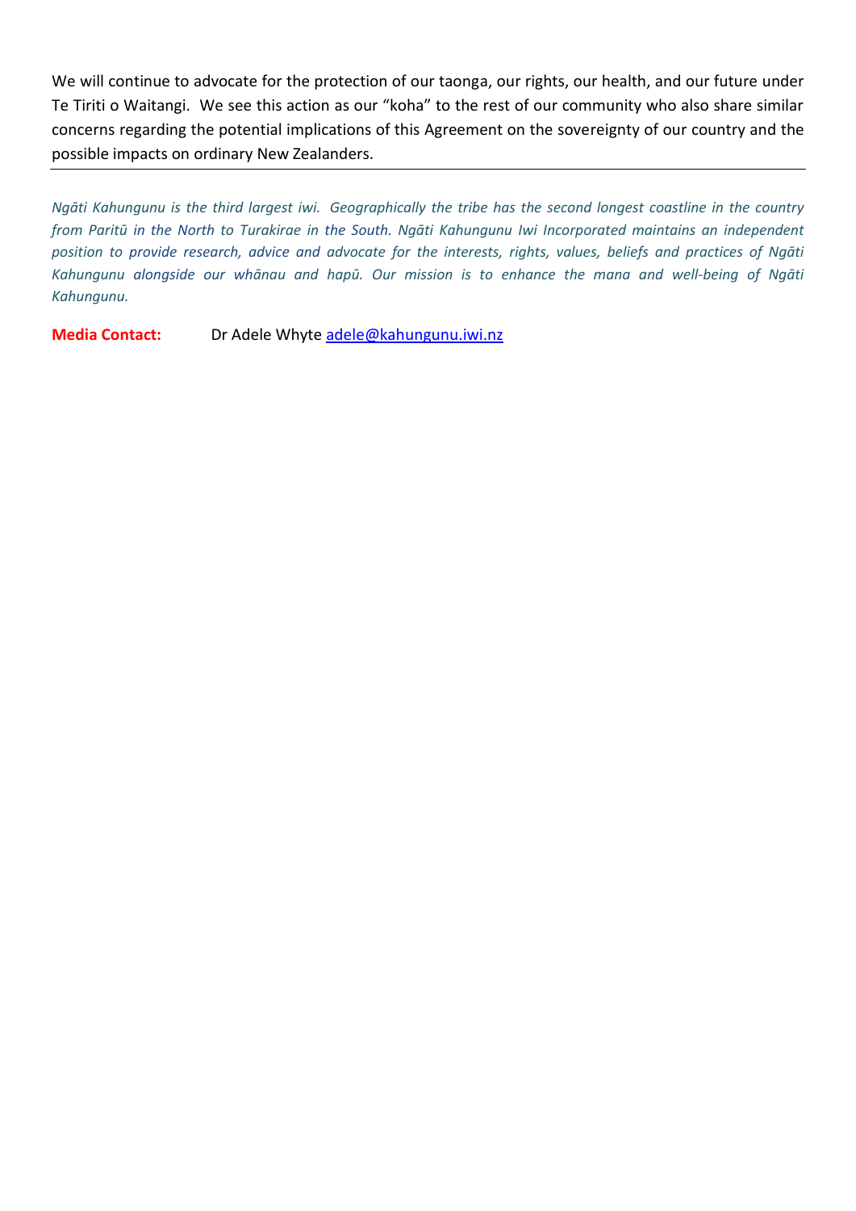We will continue to advocate for the protection of our taonga, our rights, our health, and our future under Te Tiriti o Waitangi. We see this action as our "koha" to the rest of our community who also share similar concerns regarding the potential implications of this Agreement on the sovereignty of our country and the possible impacts on ordinary New Zealanders.

---

*Ngāti Kahungunu is the third largest iwi. Geographically the tribe has the second longest coastline in the country from Paritū in the North to Turakirae in the South. Ngāti Kahungunu Iwi Incorporated maintains an independent position to provide research, advice and advocate for the interests, rights, values, beliefs and practices of Ngāti Kahungunu alongside our whānau and hapū. Our mission is to enhance the mana and well-being of Ngāti Kahungunu.*

**Media Contact:** Dr Adele Whyte adele@kahungunu.iwi.nz